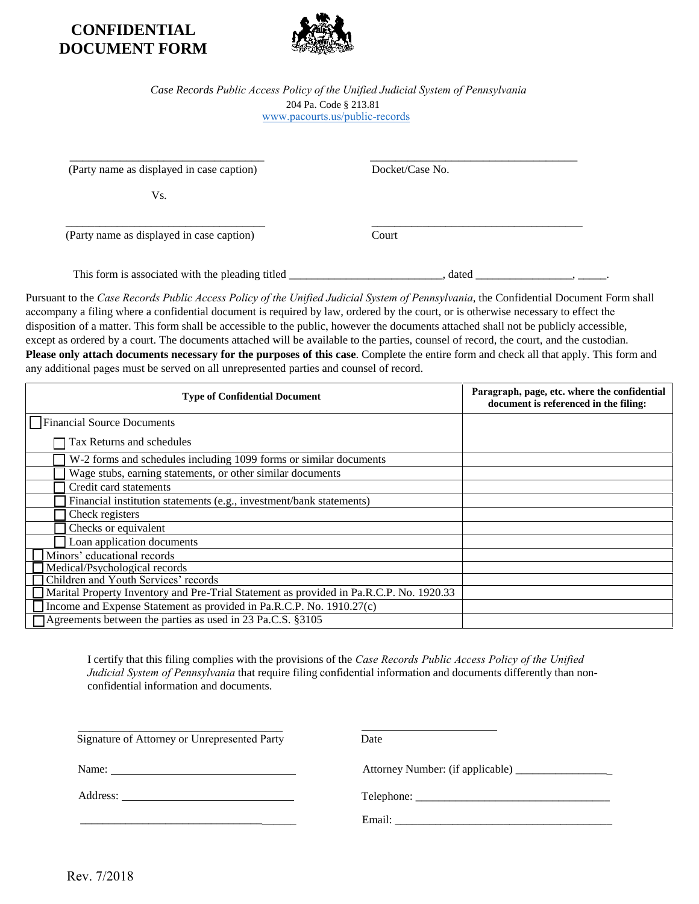# CONFIDENTIAL DOCUMENT FORM

*Case Records Public Access Policy of the Unified Judicial System of Pennsylvania*
204 Pa. Code § 213.81
www.pacourts.us/public-records

\_\_\_\_\_\_\_\_\_\_\_\_\_\_\_\_\_\_\_\_\_\_\_\_\_\_\_\_\_\_\_\_\_\_ (Party name as displayed in case caption)

\_\_\_\_\_\_\_\_\_\_\_\_\_\_\_\_\_\_\_\_\_\_\_\_\_\_\_\_\_\_\_\_\_\_ Docket/Case No.

Vs.

\_\_\_\_\_\_\_\_\_\_\_\_\_\_\_\_\_\_\_\_\_\_\_\_\_\_\_\_\_\_\_\_\_\_ (Party name as displayed in case caption)

\_\_\_\_\_\_\_\_\_\_\_\_\_\_\_\_\_\_\_\_\_\_\_\_\_\_\_\_\_\_\_\_\_\_ Court

This form is associated with the pleading titled \_\_\_\_\_\_\_\_\_\_\_\_\_\_\_\_\_\_\_\_\_\_\_\_\_\_, dated \_\_\_\_\_\_\_\_\_\_\_\_\_\_\_\_, \_\_\_\_\_.

Pursuant to the *Case Records Public Access Policy of the Unified Judicial System of Pennsylvania*, the Confidential Document Form shall accompany a filing where a confidential document is required by law, ordered by the court, or is otherwise necessary to effect the disposition of a matter. This form shall be accessible to the public, however the documents attached shall not be publicly accessible, except as ordered by a court. The documents attached will be available to the parties, counsel of record, the court, and the custodian. **Please only attach documents necessary for the purposes of this case**. Complete the entire form and check all that apply. This form and any additional pages must be served on all unrepresented parties and counsel of record.

| Type of Confidential Document | Paragraph, page, etc. where the confidential document is referenced in the filing: |
|---|---|
| ☐ Financial Source Documents | |
| ☐ Tax Returns and schedules | |
| ☐ W-2 forms and schedules including 1099 forms or similar documents | |
| ☐ Wage stubs, earning statements, or other similar documents | |
| ☐ Credit card statements | |
| ☐ Financial institution statements (e.g., investment/bank statements) | |
| ☐ Check registers | |
| ☐ Checks or equivalent | |
| ☐ Loan application documents | |
| ☐ Minors' educational records | |
| ☐ Medical/Psychological records | |
| ☐ Children and Youth Services' records | |
| ☐ Marital Property Inventory and Pre-Trial Statement as provided in Pa.R.C.P. No. 1920.33 | |
| ☐ Income and Expense Statement as provided in Pa.R.C.P. No. 1910.27(c) | |
| ☐ Agreements between the parties as used in 23 Pa.C.S. §3105 | |

I certify that this filing complies with the provisions of the *Case Records Public Access Policy of the Unified Judicial System of Pennsylvania* that require filing confidential information and documents differently than non-confidential information and documents.

\_\_\_\_\_\_\_\_\_\_\_\_\_\_\_\_\_\_\_\_\_\_\_\_\_\_\_\_\_\_\_\_\_\_ Signature of Attorney or Unrepresented Party

\_\_\_\_\_\_\_\_\_\_\_\_\_\_\_\_\_\_\_\_\_\_\_ Date

Name: \_\_\_\_\_\_\_\_\_\_\_\_\_\_\_\_\_\_\_\_\_\_\_\_\_\_\_\_\_\_\_\_

Attorney Number: (if applicable) \_\_\_\_\_\_\_\_\_\_\_\_\_\_\_\_\_

Address: \_\_\_\_\_\_\_\_\_\_\_\_\_\_\_\_\_\_\_\_\_\_\_\_\_\_\_\_\_\_

Telephone: \_\_\_\_\_\_\_\_\_\_\_\_\_\_\_\_\_\_\_\_\_\_\_\_\_\_\_\_\_\_\_\_\_\_

\_\_\_\_\_\_\_\_\_\_\_\_\_\_\_\_\_\_\_\_\_\_\_\_\_\_\_\_\_\_\_\_\_\_\_\_\_\_

Email: \_\_\_\_\_\_\_\_\_\_\_\_\_\_\_\_\_\_\_\_\_\_\_\_\_\_\_\_\_\_\_\_\_\_\_\_\_\_\_

Rev. 7/2018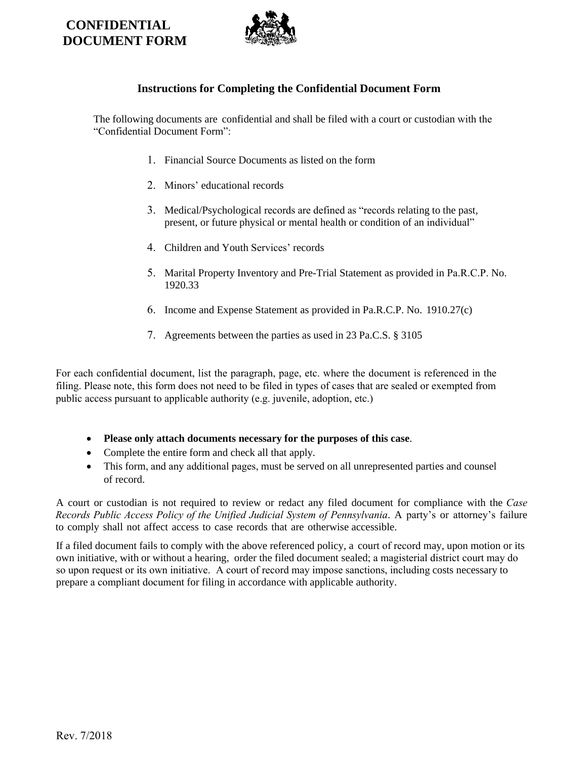**CONFIDENTIAL DOCUMENT FORM**

### Instructions for Completing the Confidential Document Form

The following documents are confidential and shall be filed with a court or custodian with the "Confidential Document Form":

1. Financial Source Documents as listed on the form
2. Minors' educational records
3. Medical/Psychological records are defined as "records relating to the past, present, or future physical or mental health or condition of an individual"
4. Children and Youth Services' records
5. Marital Property Inventory and Pre-Trial Statement as provided in Pa.R.C.P. No. 1920.33
6. Income and Expense Statement as provided in Pa.R.C.P. No. 1910.27(c)
7. Agreements between the parties as used in 23 Pa.C.S. § 3105

For each confidential document, list the paragraph, page, etc. where the document is referenced in the filing. Please note, this form does not need to be filed in types of cases that are sealed or exempted from public access pursuant to applicable authority (e.g. juvenile, adoption, etc.)

- **Please only attach documents necessary for the purposes of this case**.
- Complete the entire form and check all that apply.
- This form, and any additional pages, must be served on all unrepresented parties and counsel of record.

A court or custodian is not required to review or redact any filed document for compliance with the *Case Records Public Access Policy of the Unified Judicial System of Pennsylvania*. A party's or attorney's failure to comply shall not affect access to case records that are otherwise accessible.

If a filed document fails to comply with the above referenced policy, a court of record may, upon motion or its own initiative, with or without a hearing, order the filed document sealed; a magisterial district court may do so upon request or its own initiative. A court of record may impose sanctions, including costs necessary to prepare a compliant document for filing in accordance with applicable authority.

Rev. 7/2018